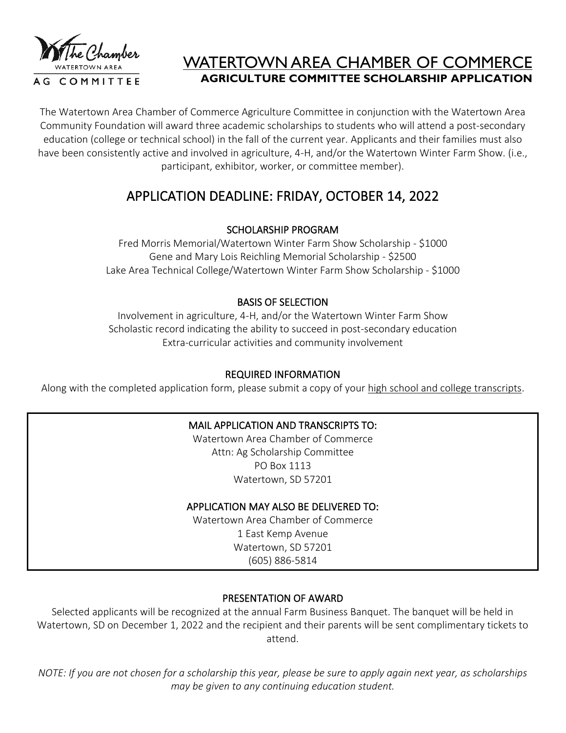The Chamber
WATERTOWN AREA
AG COMMITTEE

# WATERTOWN AREA CHAMBER OF COMMERCE

## AGRICULTURE COMMITTEE SCHOLARSHIP APPLICATION

The Watertown Area Chamber of Commerce Agriculture Committee in conjunction with the Watertown Area Community Foundation will award three academic scholarships to students who will attend a post-secondary education (college or technical school) in the fall of the current year. Applicants and their families must also have been consistently active and involved in agriculture, 4-H, and/or the Watertown Winter Farm Show. (i.e., participant, exhibitor, worker, or committee member).

## APPLICATION DEADLINE: FRIDAY, OCTOBER 14, 2022

### SCHOLARSHIP PROGRAM

Fred Morris Memorial/Watertown Winter Farm Show Scholarship - $1000
Gene and Mary Lois Reichling Memorial Scholarship - $2500
Lake Area Technical College/Watertown Winter Farm Show Scholarship - $1000

### BASIS OF SELECTION

Involvement in agriculture, 4-H, and/or the Watertown Winter Farm Show
Scholastic record indicating the ability to succeed in post-secondary education
Extra-curricular activities and community involvement

### REQUIRED INFORMATION

Along with the completed application form, please submit a copy of your high school and college transcripts.

### MAIL APPLICATION AND TRANSCRIPTS TO:

Watertown Area Chamber of Commerce
Attn: Ag Scholarship Committee
PO Box 1113
Watertown, SD 57201

### APPLICATION MAY ALSO BE DELIVERED TO:

Watertown Area Chamber of Commerce
1 East Kemp Avenue
Watertown, SD 57201
(605) 886-5814

### PRESENTATION OF AWARD

Selected applicants will be recognized at the annual Farm Business Banquet. The banquet will be held in Watertown, SD on December 1, 2022 and the recipient and their parents will be sent complimentary tickets to attend.

*NOTE: If you are not chosen for a scholarship this year, please be sure to apply again next year, as scholarships may be given to any continuing education student.*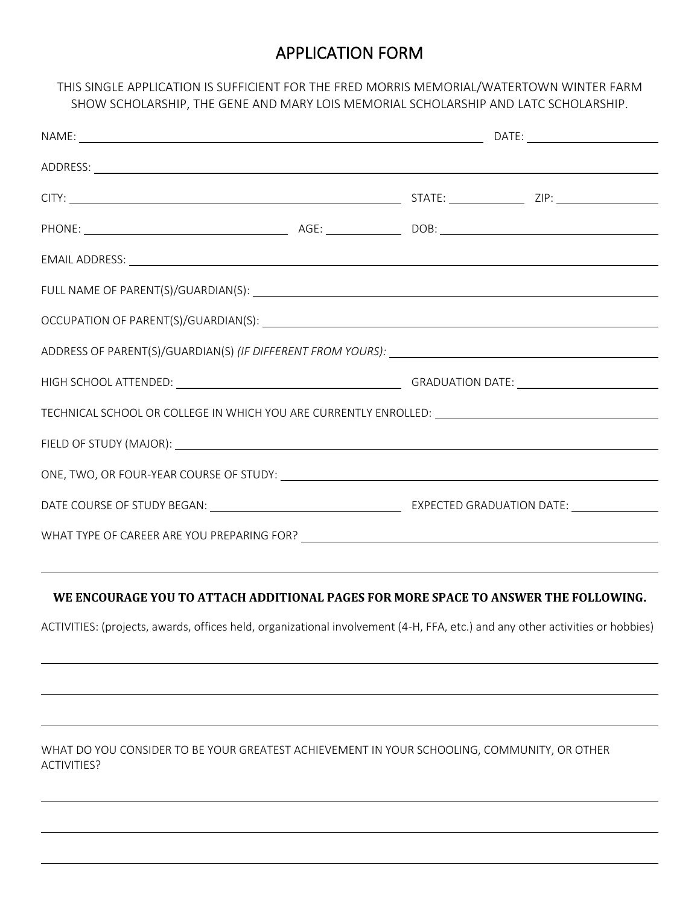# APPLICATION FORM

THIS SINGLE APPLICATION IS SUFFICIENT FOR THE FRED MORRIS MEMORIAL/WATERTOWN WINTER FARM SHOW SCHOLARSHIP, THE GENE AND MARY LOIS MEMORIAL SCHOLARSHIP AND LATC SCHOLARSHIP.

NAME: ______________________________ DATE: ______________

ADDRESS: ______________________________

CITY: ______________________________ STATE: __________ ZIP: __________

PHONE: ______________________ AGE: __________ DOB: ______________________

EMAIL ADDRESS: ______________________________

FULL NAME OF PARENT(S)/GUARDIAN(S): ______________________________

OCCUPATION OF PARENT(S)/GUARDIAN(S): ______________________________

ADDRESS OF PARENT(S)/GUARDIAN(S) *(IF DIFFERENT FROM YOURS):* ______________________________

HIGH SCHOOL ATTENDED: ______________________ GRADUATION DATE: ______________

TECHNICAL SCHOOL OR COLLEGE IN WHICH YOU ARE CURRENTLY ENROLLED: ______________________

FIELD OF STUDY (MAJOR): ______________________________

ONE, TWO, OR FOUR-YEAR COURSE OF STUDY: ______________________________

DATE COURSE OF STUDY BEGAN: ______________________ EXPECTED GRADUATION DATE: ______________

WHAT TYPE OF CAREER ARE YOU PREPARING FOR? ______________________________

______________________________

**WE ENCOURAGE YOU TO ATTACH ADDITIONAL PAGES FOR MORE SPACE TO ANSWER THE FOLLOWING.**

ACTIVITIES: (projects, awards, offices held, organizational involvement (4-H, FFA, etc.) and any other activities or hobbies)

______________________________

______________________________

______________________________

WHAT DO YOU CONSIDER TO BE YOUR GREATEST ACHIEVEMENT IN YOUR SCHOOLING, COMMUNITY, OR OTHER ACTIVITIES?

______________________________

______________________________

______________________________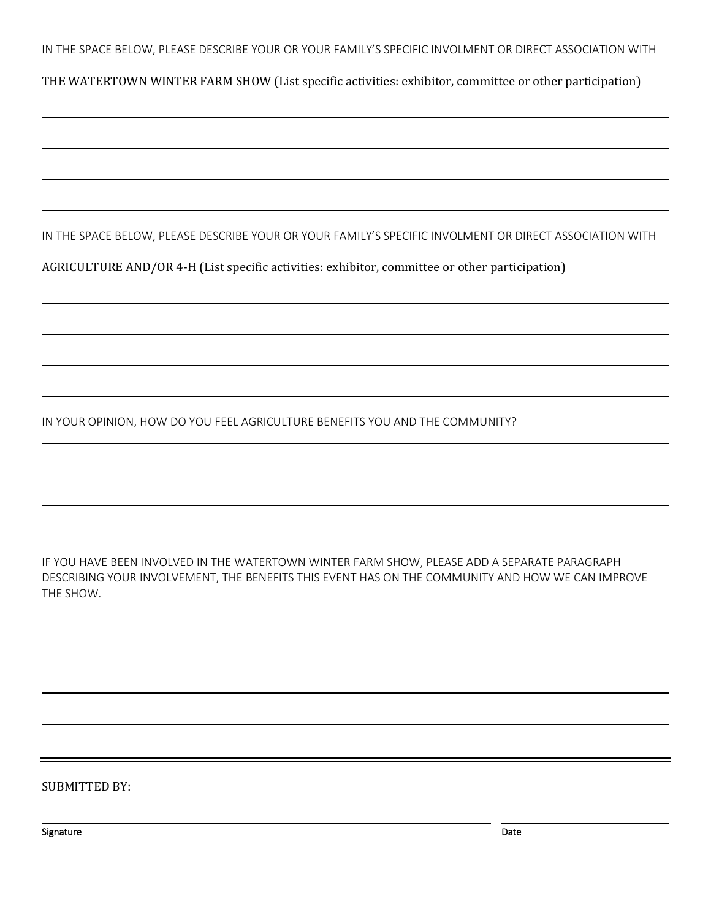IN THE SPACE BELOW, PLEASE DESCRIBE YOUR OR YOUR FAMILY'S SPECIFIC INVOLMENT OR DIRECT ASSOCIATION WITH

THE WATERTOWN WINTER FARM SHOW (List specific activities: exhibitor, committee or other participation)

_______________________________________________

_______________________________________________

_______________________________________________

_______________________________________________

IN THE SPACE BELOW, PLEASE DESCRIBE YOUR OR YOUR FAMILY'S SPECIFIC INVOLMENT OR DIRECT ASSOCIATION WITH

AGRICULTURE AND/OR 4-H (List specific activities: exhibitor, committee or other participation)

_______________________________________________

_______________________________________________

_______________________________________________

_______________________________________________

IN YOUR OPINION, HOW DO YOU FEEL AGRICULTURE BENEFITS YOU AND THE COMMUNITY?

_______________________________________________

_______________________________________________

_______________________________________________

_______________________________________________

IF YOU HAVE BEEN INVOLVED IN THE WATERTOWN WINTER FARM SHOW, PLEASE ADD A SEPARATE PARAGRAPH DESCRIBING YOUR INVOLVEMENT, THE BENEFITS THIS EVENT HAS ON THE COMMUNITY AND HOW WE CAN IMPROVE THE SHOW.

_______________________________________________

_______________________________________________

_______________________________________________

_______________________________________________

_______________________________________________

SUBMITTED BY:

_______________________________________ ____________________

Signature Date